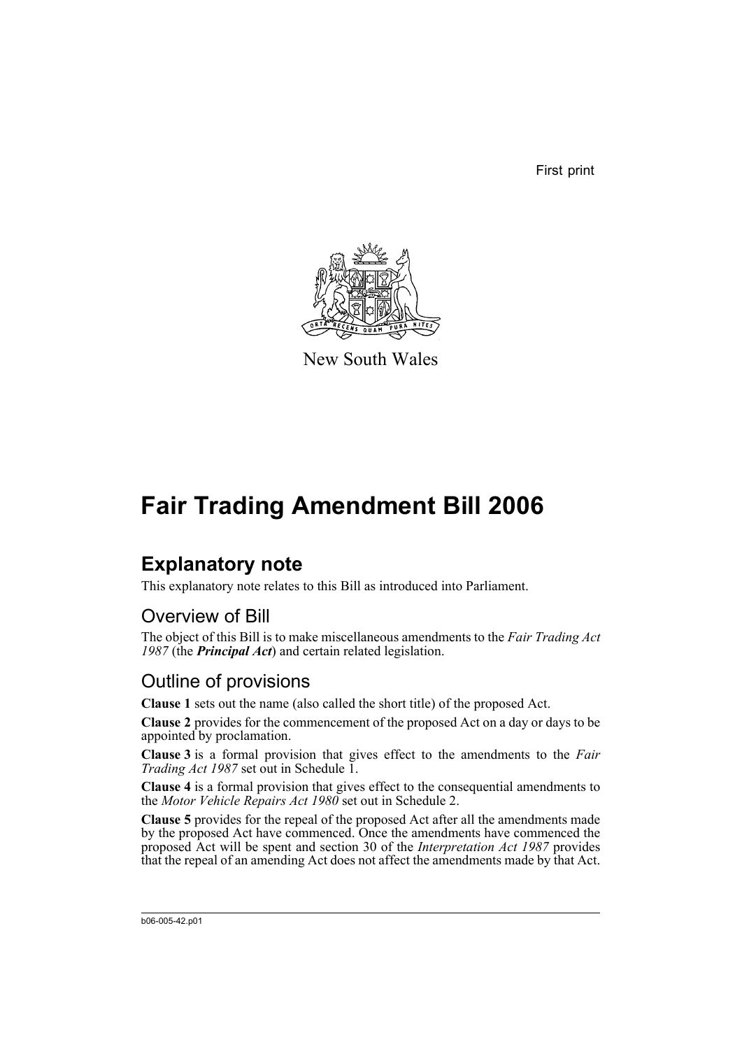First print

New South Wales

# Fair Trading Amendment Bill 2006

## Explanatory note

This explanatory note relates to this Bill as introduced into Parliament.

### Overview of Bill

The object of this Bill is to make miscellaneous amendments to the *Fair Trading Act 1987* (the ***Principal Act***) and certain related legislation.

### Outline of provisions

**Clause 1** sets out the name (also called the short title) of the proposed Act.

**Clause 2** provides for the commencement of the proposed Act on a day or days to be appointed by proclamation.

**Clause 3** is a formal provision that gives effect to the amendments to the *Fair Trading Act 1987* set out in Schedule 1.

**Clause 4** is a formal provision that gives effect to the consequential amendments to the *Motor Vehicle Repairs Act 1980* set out in Schedule 2.

**Clause 5** provides for the repeal of the proposed Act after all the amendments made by the proposed Act have commenced. Once the amendments have commenced the proposed Act will be spent and section 30 of the *Interpretation Act 1987* provides that the repeal of an amending Act does not affect the amendments made by that Act.

b06-005-42.p01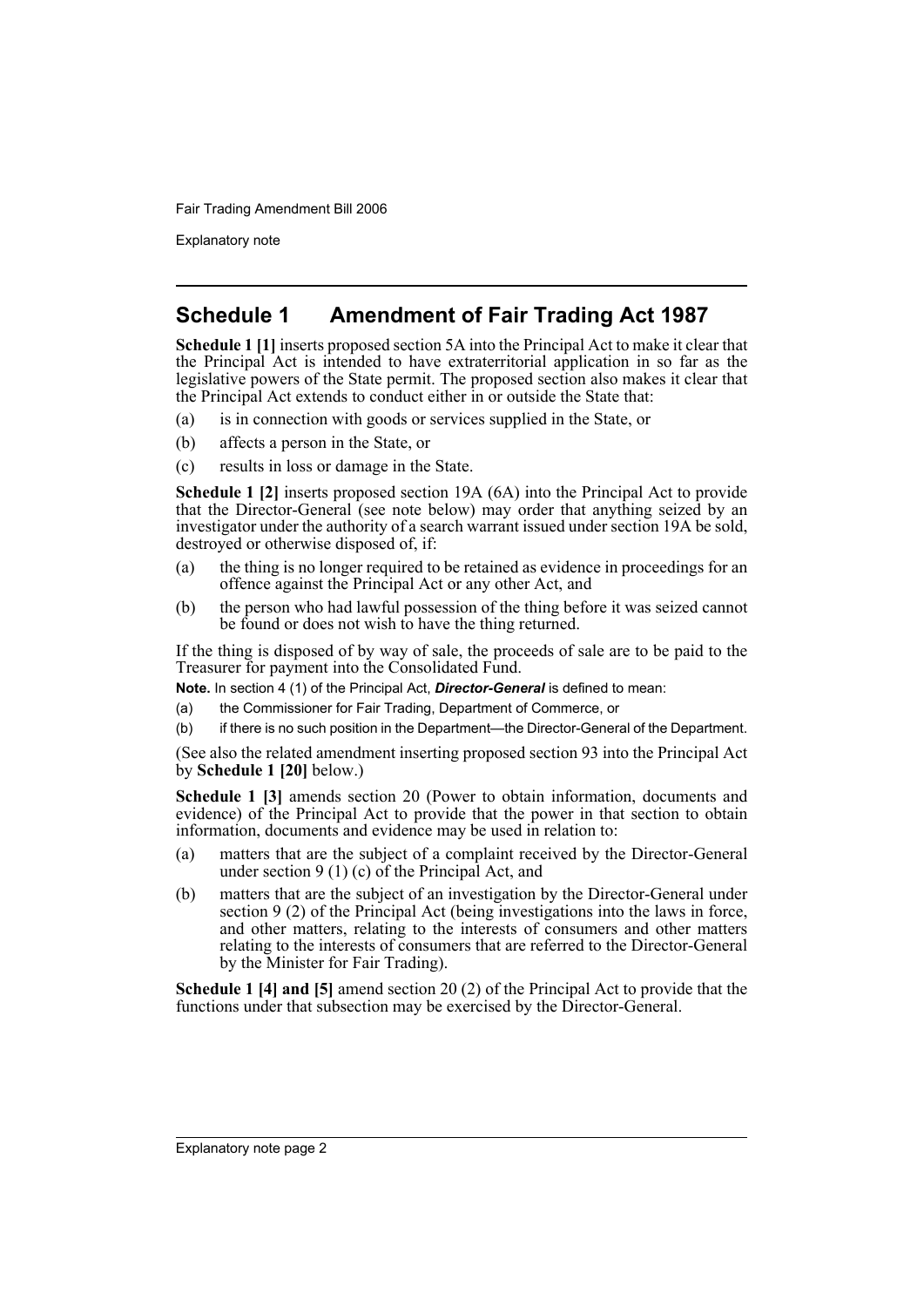## Schedule 1 Amendment of Fair Trading Act 1987

**Schedule 1 [1]** inserts proposed section 5A into the Principal Act to make it clear that the Principal Act is intended to have extraterritorial application in so far as the legislative powers of the State permit. The proposed section also makes it clear that the Principal Act extends to conduct either in or outside the State that:

(a) is in connection with goods or services supplied in the State, or

(b) affects a person in the State, or

(c) results in loss or damage in the State.

**Schedule 1 [2]** inserts proposed section 19A (6A) into the Principal Act to provide that the Director-General (see note below) may order that anything seized by an investigator under the authority of a search warrant issued under section 19A be sold, destroyed or otherwise disposed of, if:

(a) the thing is no longer required to be retained as evidence in proceedings for an offence against the Principal Act or any other Act, and

(b) the person who had lawful possession of the thing before it was seized cannot be found or does not wish to have the thing returned.

If the thing is disposed of by way of sale, the proceeds of sale are to be paid to the Treasurer for payment into the Consolidated Fund.

**Note.** In section 4 (1) of the Principal Act, ***Director-General*** is defined to mean:

(a) the Commissioner for Fair Trading, Department of Commerce, or

(b) if there is no such position in the Department—the Director-General of the Department.

(See also the related amendment inserting proposed section 93 into the Principal Act by **Schedule 1 [20]** below.)

**Schedule 1 [3]** amends section 20 (Power to obtain information, documents and evidence) of the Principal Act to provide that the power in that section to obtain information, documents and evidence may be used in relation to:

(a) matters that are the subject of a complaint received by the Director-General under section 9 (1) (c) of the Principal Act, and

(b) matters that are the subject of an investigation by the Director-General under section 9 (2) of the Principal Act (being investigations into the laws in force, and other matters, relating to the interests of consumers and other matters relating to the interests of consumers that are referred to the Director-General by the Minister for Fair Trading).

**Schedule 1 [4] and [5]** amend section 20 (2) of the Principal Act to provide that the functions under that subsection may be exercised by the Director-General.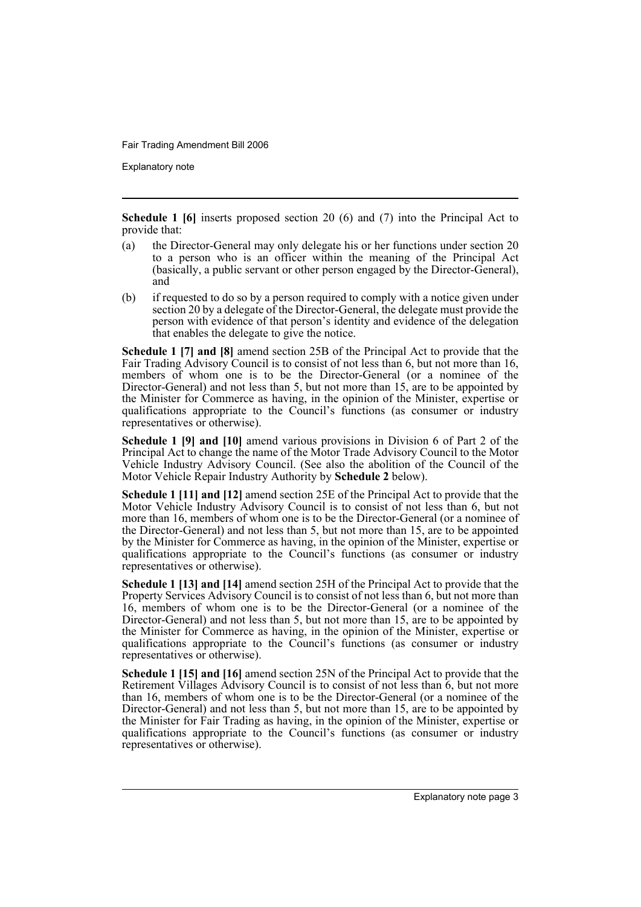**Schedule 1 [6]** inserts proposed section 20 (6) and (7) into the Principal Act to provide that:

(a) the Director-General may only delegate his or her functions under section 20 to a person who is an officer within the meaning of the Principal Act (basically, a public servant or other person engaged by the Director-General), and

(b) if requested to do so by a person required to comply with a notice given under section 20 by a delegate of the Director-General, the delegate must provide the person with evidence of that person's identity and evidence of the delegation that enables the delegate to give the notice.

**Schedule 1 [7] and [8]** amend section 25B of the Principal Act to provide that the Fair Trading Advisory Council is to consist of not less than 6, but not more than 16, members of whom one is to be the Director-General (or a nominee of the Director-General) and not less than 5, but not more than 15, are to be appointed by the Minister for Commerce as having, in the opinion of the Minister, expertise or qualifications appropriate to the Council's functions (as consumer or industry representatives or otherwise).

**Schedule 1 [9] and [10]** amend various provisions in Division 6 of Part 2 of the Principal Act to change the name of the Motor Trade Advisory Council to the Motor Vehicle Industry Advisory Council. (See also the abolition of the Council of the Motor Vehicle Repair Industry Authority by **Schedule 2** below).

**Schedule 1 [11] and [12]** amend section 25E of the Principal Act to provide that the Motor Vehicle Industry Advisory Council is to consist of not less than 6, but not more than 16, members of whom one is to be the Director-General (or a nominee of the Director-General) and not less than 5, but not more than 15, are to be appointed by the Minister for Commerce as having, in the opinion of the Minister, expertise or qualifications appropriate to the Council's functions (as consumer or industry representatives or otherwise).

**Schedule 1 [13] and [14]** amend section 25H of the Principal Act to provide that the Property Services Advisory Council is to consist of not less than 6, but not more than 16, members of whom one is to be the Director-General (or a nominee of the Director-General) and not less than 5, but not more than 15, are to be appointed by the Minister for Commerce as having, in the opinion of the Minister, expertise or qualifications appropriate to the Council's functions (as consumer or industry representatives or otherwise).

**Schedule 1 [15] and [16]** amend section 25N of the Principal Act to provide that the Retirement Villages Advisory Council is to consist of not less than 6, but not more than 16, members of whom one is to be the Director-General (or a nominee of the Director-General) and not less than 5, but not more than 15, are to be appointed by the Minister for Fair Trading as having, in the opinion of the Minister, expertise or qualifications appropriate to the Council's functions (as consumer or industry representatives or otherwise).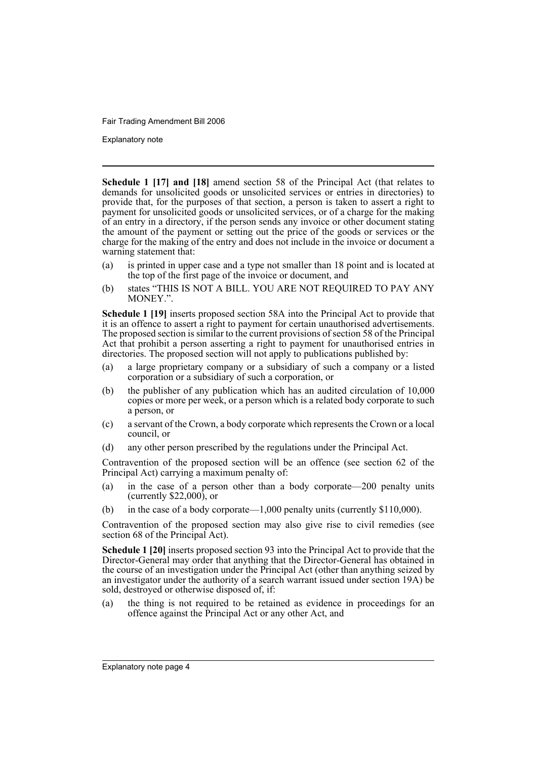**Schedule 1 [17] and [18]** amend section 58 of the Principal Act (that relates to demands for unsolicited goods or unsolicited services or entries in directories) to provide that, for the purposes of that section, a person is taken to assert a right to payment for unsolicited goods or unsolicited services, or of a charge for the making of an entry in a directory, if the person sends any invoice or other document stating the amount of the payment or setting out the price of the goods or services or the charge for the making of the entry and does not include in the invoice or document a warning statement that:

(a) is printed in upper case and a type not smaller than 18 point and is located at the top of the first page of the invoice or document, and

(b) states "THIS IS NOT A BILL. YOU ARE NOT REQUIRED TO PAY ANY MONEY.".

**Schedule 1 [19]** inserts proposed section 58A into the Principal Act to provide that it is an offence to assert a right to payment for certain unauthorised advertisements. The proposed section is similar to the current provisions of section 58 of the Principal Act that prohibit a person asserting a right to payment for unauthorised entries in directories. The proposed section will not apply to publications published by:

(a) a large proprietary company or a subsidiary of such a company or a listed corporation or a subsidiary of such a corporation, or

(b) the publisher of any publication which has an audited circulation of 10,000 copies or more per week, or a person which is a related body corporate to such a person, or

(c) a servant of the Crown, a body corporate which represents the Crown or a local council, or

(d) any other person prescribed by the regulations under the Principal Act.

Contravention of the proposed section will be an offence (see section 62 of the Principal Act) carrying a maximum penalty of:

(a) in the case of a person other than a body corporate—200 penalty units (currently $22,000), or

(b) in the case of a body corporate—1,000 penalty units (currently $110,000).

Contravention of the proposed section may also give rise to civil remedies (see section 68 of the Principal Act).

**Schedule 1 [20]** inserts proposed section 93 into the Principal Act to provide that the Director-General may order that anything that the Director-General has obtained in the course of an investigation under the Principal Act (other than anything seized by an investigator under the authority of a search warrant issued under section 19A) be sold, destroyed or otherwise disposed of, if:

(a) the thing is not required to be retained as evidence in proceedings for an offence against the Principal Act or any other Act, and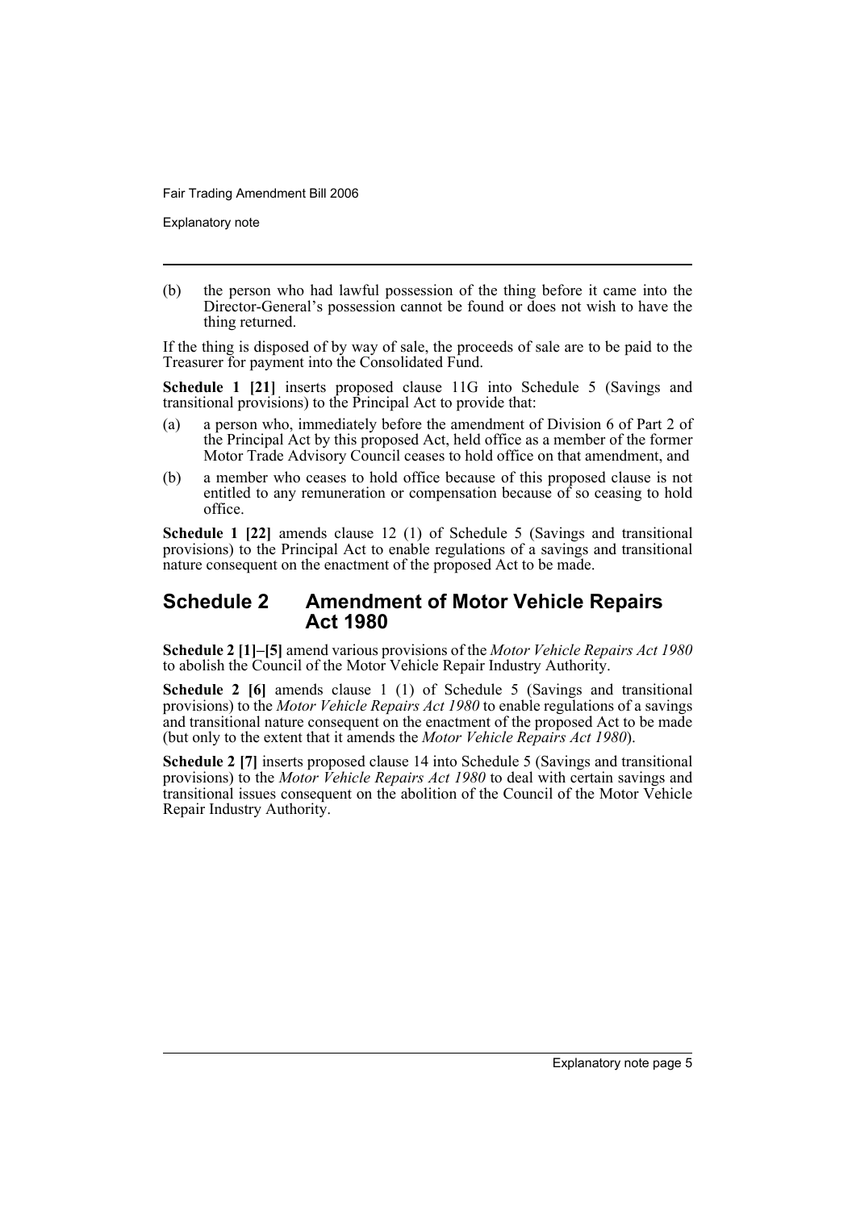(b) the person who had lawful possession of the thing before it came into the Director-General's possession cannot be found or does not wish to have the thing returned.

If the thing is disposed of by way of sale, the proceeds of sale are to be paid to the Treasurer for payment into the Consolidated Fund.

**Schedule 1 [21]** inserts proposed clause 11G into Schedule 5 (Savings and transitional provisions) to the Principal Act to provide that:

(a) a person who, immediately before the amendment of Division 6 of Part 2 of the Principal Act by this proposed Act, held office as a member of the former Motor Trade Advisory Council ceases to hold office on that amendment, and

(b) a member who ceases to hold office because of this proposed clause is not entitled to any remuneration or compensation because of so ceasing to hold office.

**Schedule 1 [22]** amends clause 12 (1) of Schedule 5 (Savings and transitional provisions) to the Principal Act to enable regulations of a savings and transitional nature consequent on the enactment of the proposed Act to be made.

## Schedule 2 Amendment of Motor Vehicle Repairs Act 1980

**Schedule 2 [1]–[5]** amend various provisions of the *Motor Vehicle Repairs Act 1980* to abolish the Council of the Motor Vehicle Repair Industry Authority.

**Schedule 2 [6]** amends clause 1 (1) of Schedule 5 (Savings and transitional provisions) to the *Motor Vehicle Repairs Act 1980* to enable regulations of a savings and transitional nature consequent on the enactment of the proposed Act to be made (but only to the extent that it amends the *Motor Vehicle Repairs Act 1980*).

**Schedule 2 [7]** inserts proposed clause 14 into Schedule 5 (Savings and transitional provisions) to the *Motor Vehicle Repairs Act 1980* to deal with certain savings and transitional issues consequent on the abolition of the Council of the Motor Vehicle Repair Industry Authority.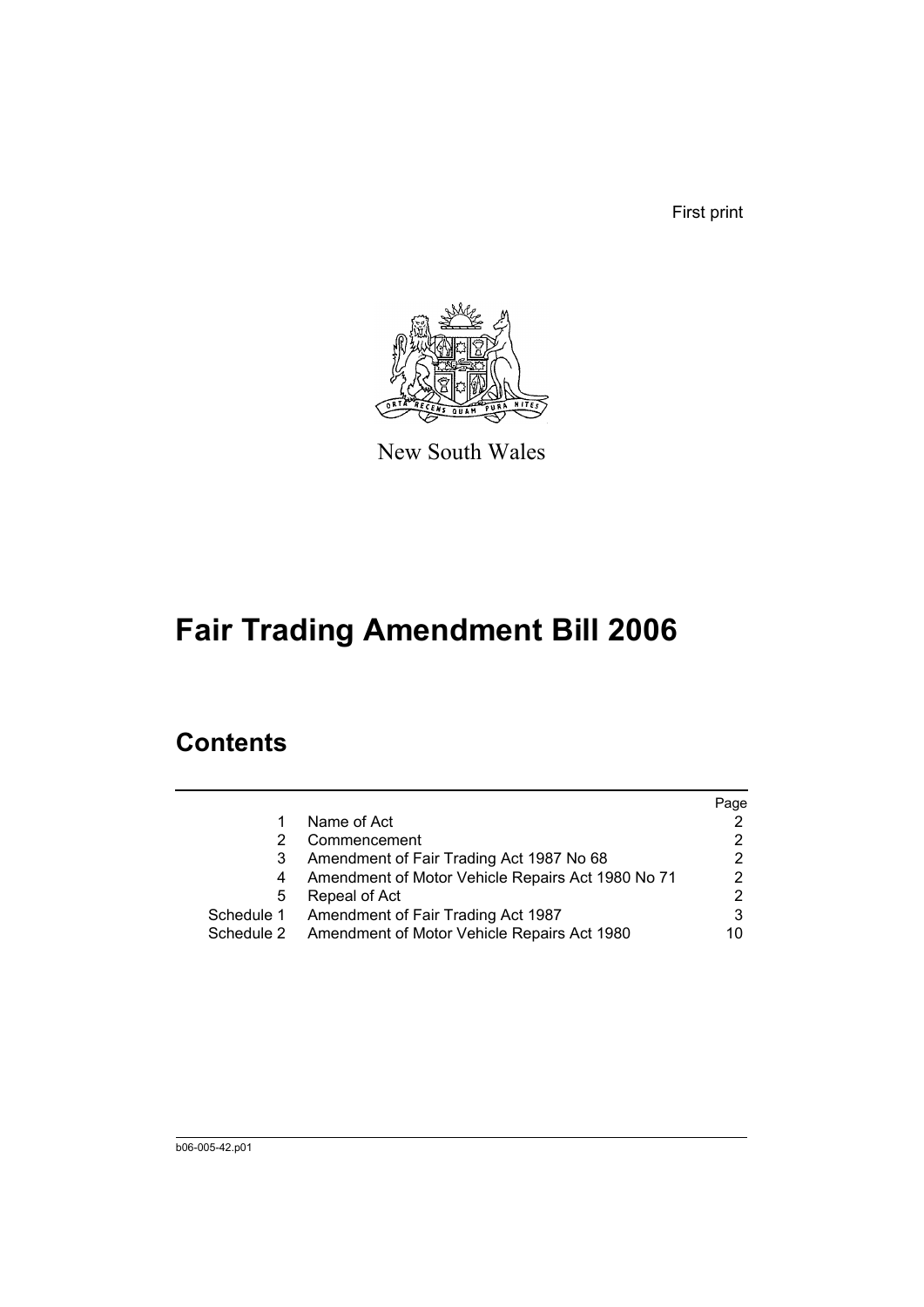First print

New South Wales

# Fair Trading Amendment Bill 2006

## Contents

| | | Page |
|---|---|---|
| 1 | Name of Act | 2 |
| 2 | Commencement | 2 |
| 3 | Amendment of Fair Trading Act 1987 No 68 | 2 |
| 4 | Amendment of Motor Vehicle Repairs Act 1980 No 71 | 2 |
| 5 | Repeal of Act | 2 |
| Schedule 1 | Amendment of Fair Trading Act 1987 | 3 |
| Schedule 2 | Amendment of Motor Vehicle Repairs Act 1980 | 10 |

b06-005-42.p01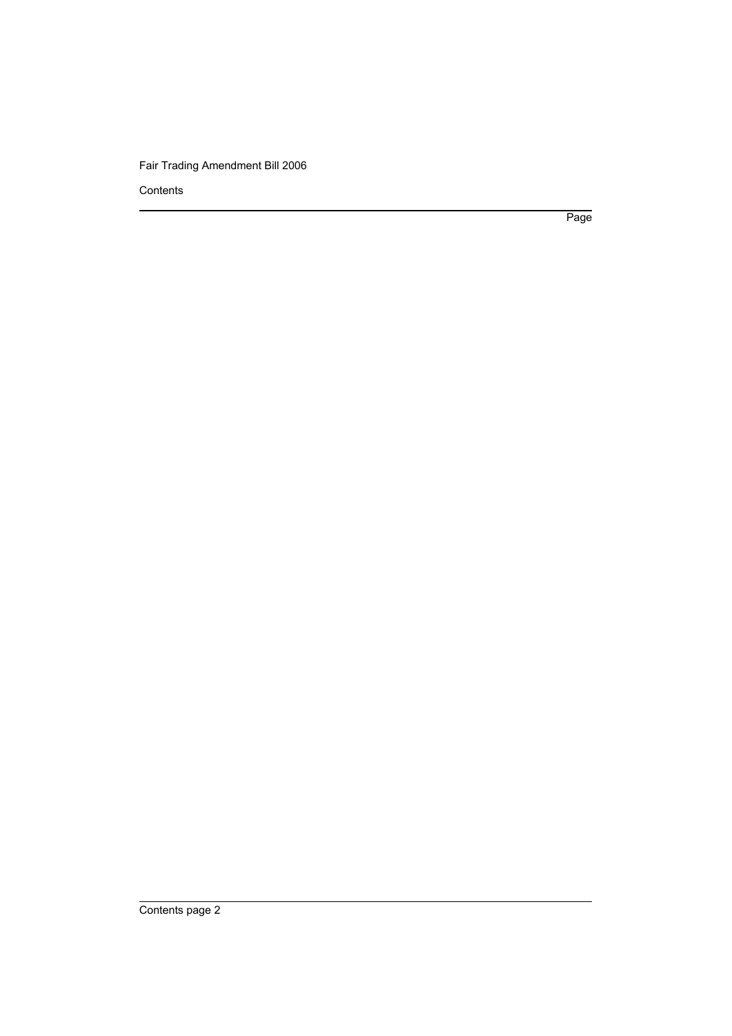Contents

Page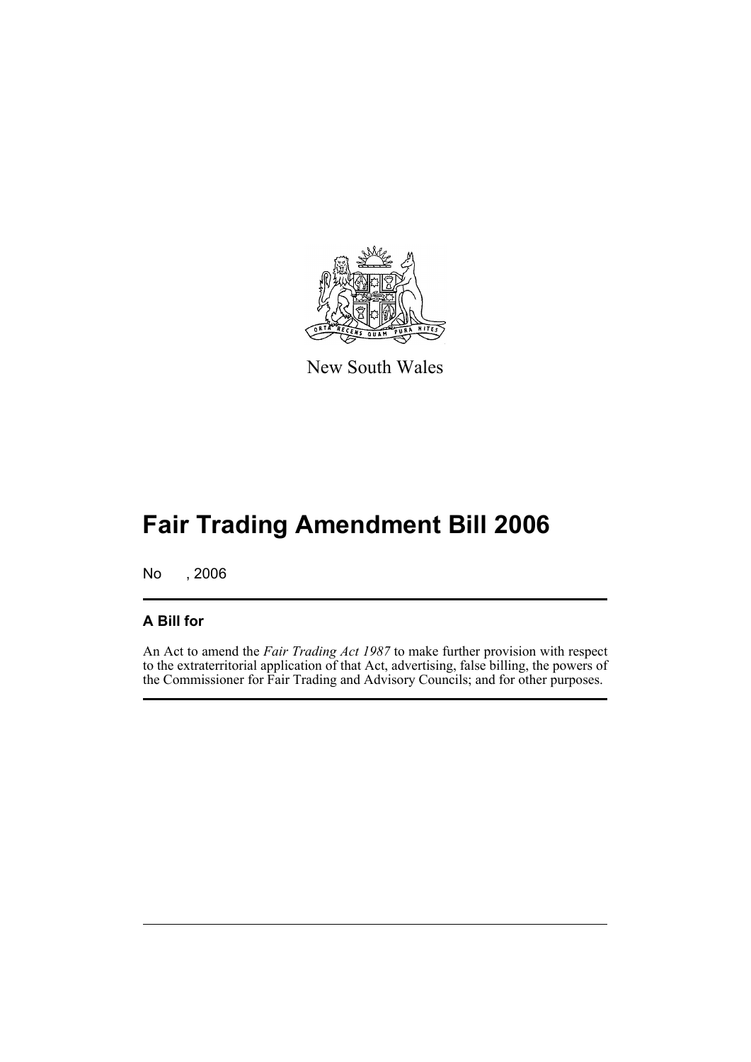New South Wales

# Fair Trading Amendment Bill 2006

No , 2006

## A Bill for

An Act to amend the *Fair Trading Act 1987* to make further provision with respect to the extraterritorial application of that Act, advertising, false billing, the powers of the Commissioner for Fair Trading and Advisory Councils; and for other purposes.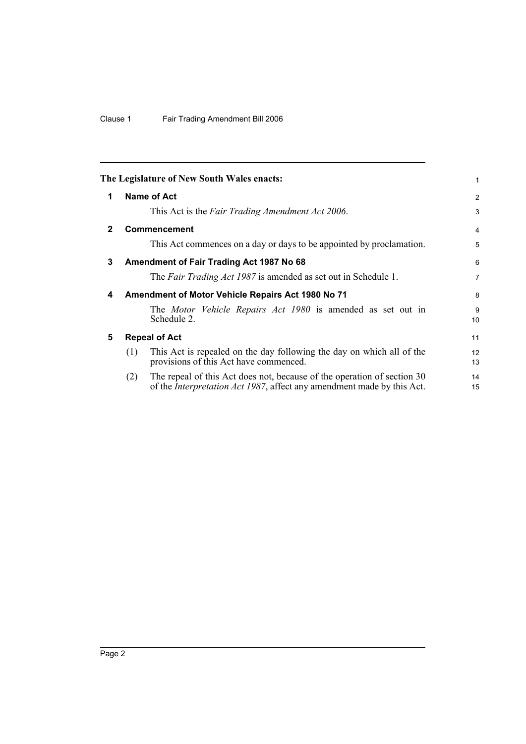**The Legislature of New South Wales enacts:**

## 1 Name of Act

This Act is the *Fair Trading Amendment Act 2006*.

## 2 Commencement

This Act commences on a day or days to be appointed by proclamation.

## 3 Amendment of Fair Trading Act 1987 No 68

The *Fair Trading Act 1987* is amended as set out in Schedule 1.

## 4 Amendment of Motor Vehicle Repairs Act 1980 No 71

The *Motor Vehicle Repairs Act 1980* is amended as set out in Schedule 2.

## 5 Repeal of Act

(1) This Act is repealed on the day following the day on which all of the provisions of this Act have commenced.

(2) The repeal of this Act does not, because of the operation of section 30 of the *Interpretation Act 1987*, affect any amendment made by this Act.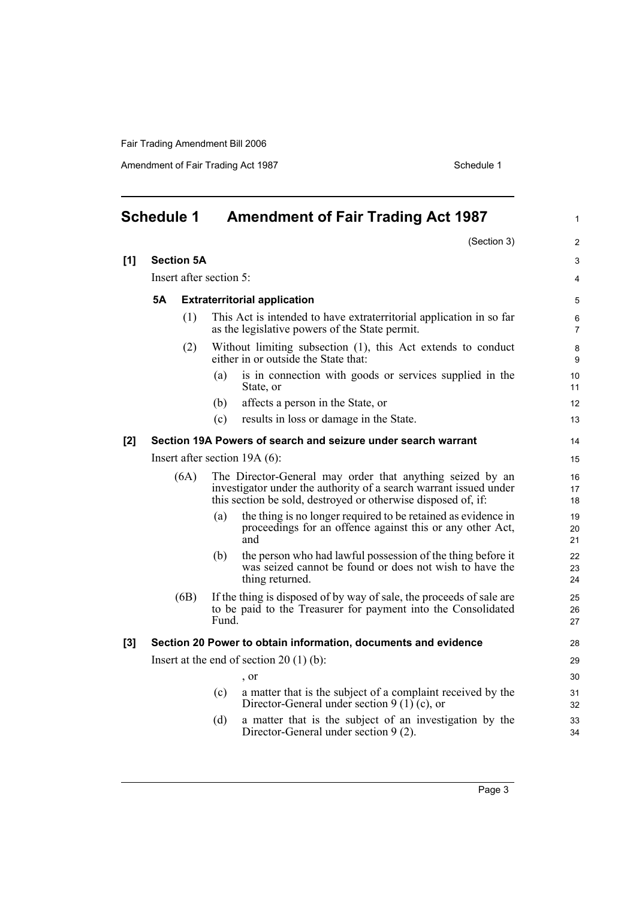## Schedule 1 Amendment of Fair Trading Act 1987

(Section 3)

**[1] Section 5A**

Insert after section 5:

**5A Extraterritorial application**

(1) This Act is intended to have extraterritorial application in so far as the legislative powers of the State permit.

(2) Without limiting subsection (1), this Act extends to conduct either in or outside the State that:

(a) is in connection with goods or services supplied in the State, or

(b) affects a person in the State, or

(c) results in loss or damage in the State.

**[2] Section 19A Powers of search and seizure under search warrant**

Insert after section 19A (6):

(6A) The Director-General may order that anything seized by an investigator under the authority of a search warrant issued under this section be sold, destroyed or otherwise disposed of, if:

(a) the thing is no longer required to be retained as evidence in proceedings for an offence against this or any other Act, and

(b) the person who had lawful possession of the thing before it was seized cannot be found or does not wish to have the thing returned.

(6B) If the thing is disposed of by way of sale, the proceeds of sale are to be paid to the Treasurer for payment into the Consolidated Fund.

**[3] Section 20 Power to obtain information, documents and evidence**

Insert at the end of section 20 (1) (b):

, or

(c) a matter that is the subject of a complaint received by the Director-General under section 9 (1) (c), or

(d) a matter that is the subject of an investigation by the Director-General under section 9 (2).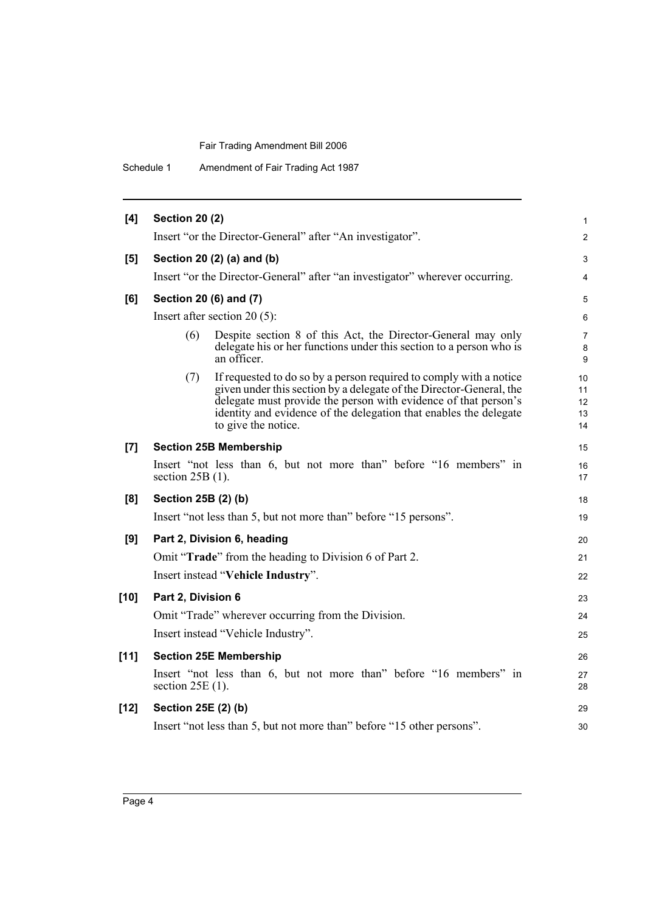**[4] Section 20 (2)**

Insert "or the Director-General" after "An investigator".

**[5] Section 20 (2) (a) and (b)**

Insert "or the Director-General" after "an investigator" wherever occurring.

**[6] Section 20 (6) and (7)**

Insert after section 20 (5):

> (6) Despite section 8 of this Act, the Director-General may only delegate his or her functions under this section to a person who is an officer.
>
> (7) If requested to do so by a person required to comply with a notice given under this section by a delegate of the Director-General, the delegate must provide the person with evidence of that person's identity and evidence of the delegation that enables the delegate to give the notice.

**[7] Section 25B Membership**

Insert "not less than 6, but not more than" before "16 members" in section 25B (1).

**[8] Section 25B (2) (b)**

Insert "not less than 5, but not more than" before "15 persons".

**[9] Part 2, Division 6, heading**

Omit "**Trade**" from the heading to Division 6 of Part 2.

Insert instead "**Vehicle Industry**".

**[10] Part 2, Division 6**

Omit "Trade" wherever occurring from the Division.

Insert instead "Vehicle Industry".

**[11] Section 25E Membership**

Insert "not less than 6, but not more than" before "16 members" in section 25E (1).

**[12] Section 25E (2) (b)**

Insert "not less than 5, but not more than" before "15 other persons".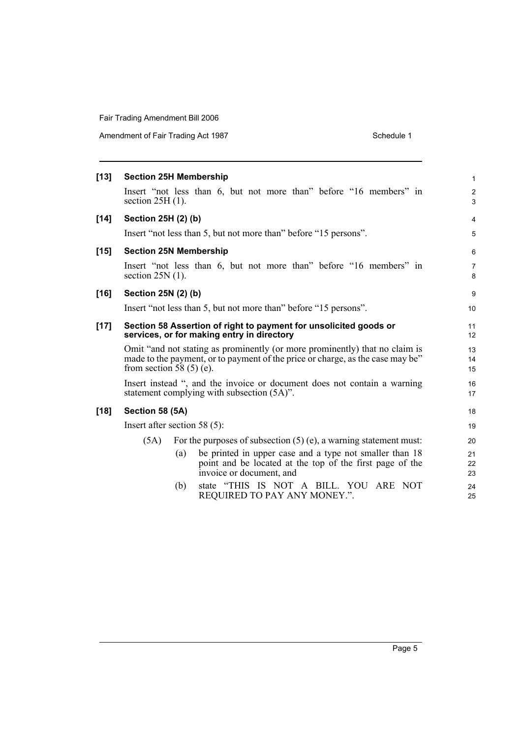**[13] Section 25H Membership**

Insert "not less than 6, but not more than" before "16 members" in section 25H (1).

**[14] Section 25H (2) (b)**

Insert "not less than 5, but not more than" before "15 persons".

**[15] Section 25N Membership**

Insert "not less than 6, but not more than" before "16 members" in section 25N (1).

**[16] Section 25N (2) (b)**

Insert "not less than 5, but not more than" before "15 persons".

**[17] Section 58 Assertion of right to payment for unsolicited goods or services, or for making entry in directory**

Omit "and not stating as prominently (or more prominently) that no claim is made to the payment, or to payment of the price or charge, as the case may be" from section 58 (5) (e).

Insert instead ", and the invoice or document does not contain a warning statement complying with subsection (5A)".

**[18] Section 58 (5A)**

Insert after section 58 (5):

(5A) For the purposes of subsection (5) (e), a warning statement must:

(a) be printed in upper case and a type not smaller than 18 point and be located at the top of the first page of the invoice or document, and

(b) state "THIS IS NOT A BILL. YOU ARE NOT REQUIRED TO PAY ANY MONEY.".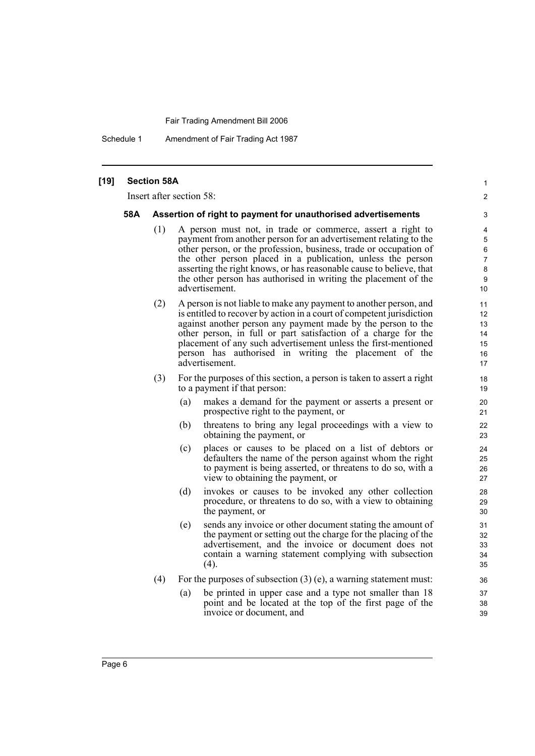**[19] Section 58A**

Insert after section 58:

**58A Assertion of right to payment for unauthorised advertisements**

(1) A person must not, in trade or commerce, assert a right to payment from another person for an advertisement relating to the other person, or the profession, business, trade or occupation of the other person placed in a publication, unless the person asserting the right knows, or has reasonable cause to believe, that the other person has authorised in writing the placement of the advertisement.

(2) A person is not liable to make any payment to another person, and is entitled to recover by action in a court of competent jurisdiction against another person any payment made by the person to the other person, in full or part satisfaction of a charge for the placement of any such advertisement unless the first-mentioned person has authorised in writing the placement of the advertisement.

(3) For the purposes of this section, a person is taken to assert a right to a payment if that person:

(a) makes a demand for the payment or asserts a present or prospective right to the payment, or

(b) threatens to bring any legal proceedings with a view to obtaining the payment, or

(c) places or causes to be placed on a list of debtors or defaulters the name of the person against whom the right to payment is being asserted, or threatens to do so, with a view to obtaining the payment, or

(d) invokes or causes to be invoked any other collection procedure, or threatens to do so, with a view to obtaining the payment, or

(e) sends any invoice or other document stating the amount of the payment or setting out the charge for the placing of the advertisement, and the invoice or document does not contain a warning statement complying with subsection (4).

(4) For the purposes of subsection (3) (e), a warning statement must:

(a) be printed in upper case and a type not smaller than 18 point and be located at the top of the first page of the invoice or document, and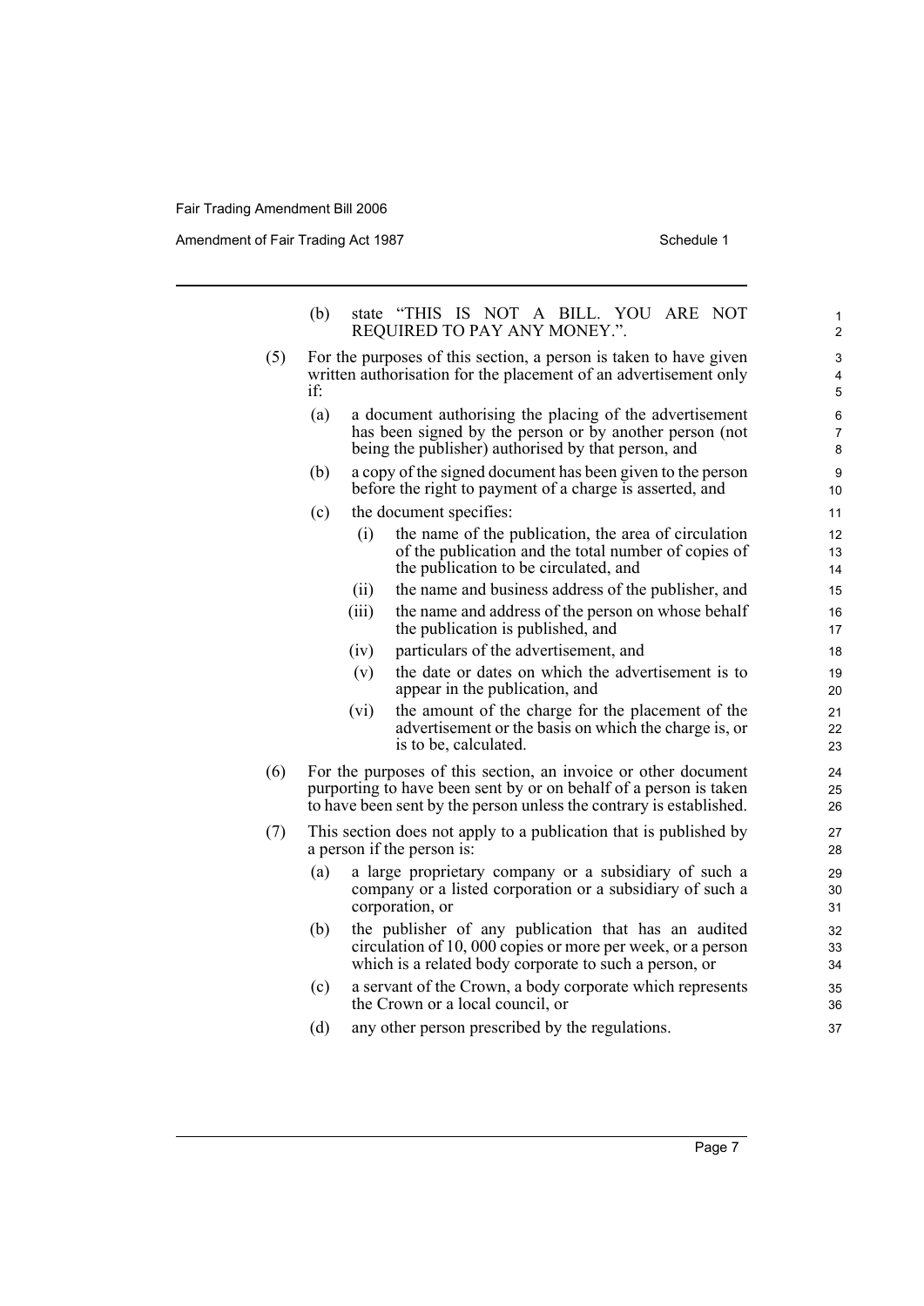(b) state "THIS IS NOT A BILL. YOU ARE NOT REQUIRED TO PAY ANY MONEY.".

(5) For the purposes of this section, a person is taken to have given written authorisation for the placement of an advertisement only if:

(a) a document authorising the placing of the advertisement has been signed by the person or by another person (not being the publisher) authorised by that person, and

(b) a copy of the signed document has been given to the person before the right to payment of a charge is asserted, and

(c) the document specifies:

(i) the name of the publication, the area of circulation of the publication and the total number of copies of the publication to be circulated, and

(ii) the name and business address of the publisher, and

(iii) the name and address of the person on whose behalf the publication is published, and

(iv) particulars of the advertisement, and

(v) the date or dates on which the advertisement is to appear in the publication, and

(vi) the amount of the charge for the placement of the advertisement or the basis on which the charge is, or is to be, calculated.

(6) For the purposes of this section, an invoice or other document purporting to have been sent by or on behalf of a person is taken to have been sent by the person unless the contrary is established.

(7) This section does not apply to a publication that is published by a person if the person is:

(a) a large proprietary company or a subsidiary of such a company or a listed corporation or a subsidiary of such a corporation, or

(b) the publisher of any publication that has an audited circulation of 10, 000 copies or more per week, or a person which is a related body corporate to such a person, or

(c) a servant of the Crown, a body corporate which represents the Crown or a local council, or

(d) any other person prescribed by the regulations.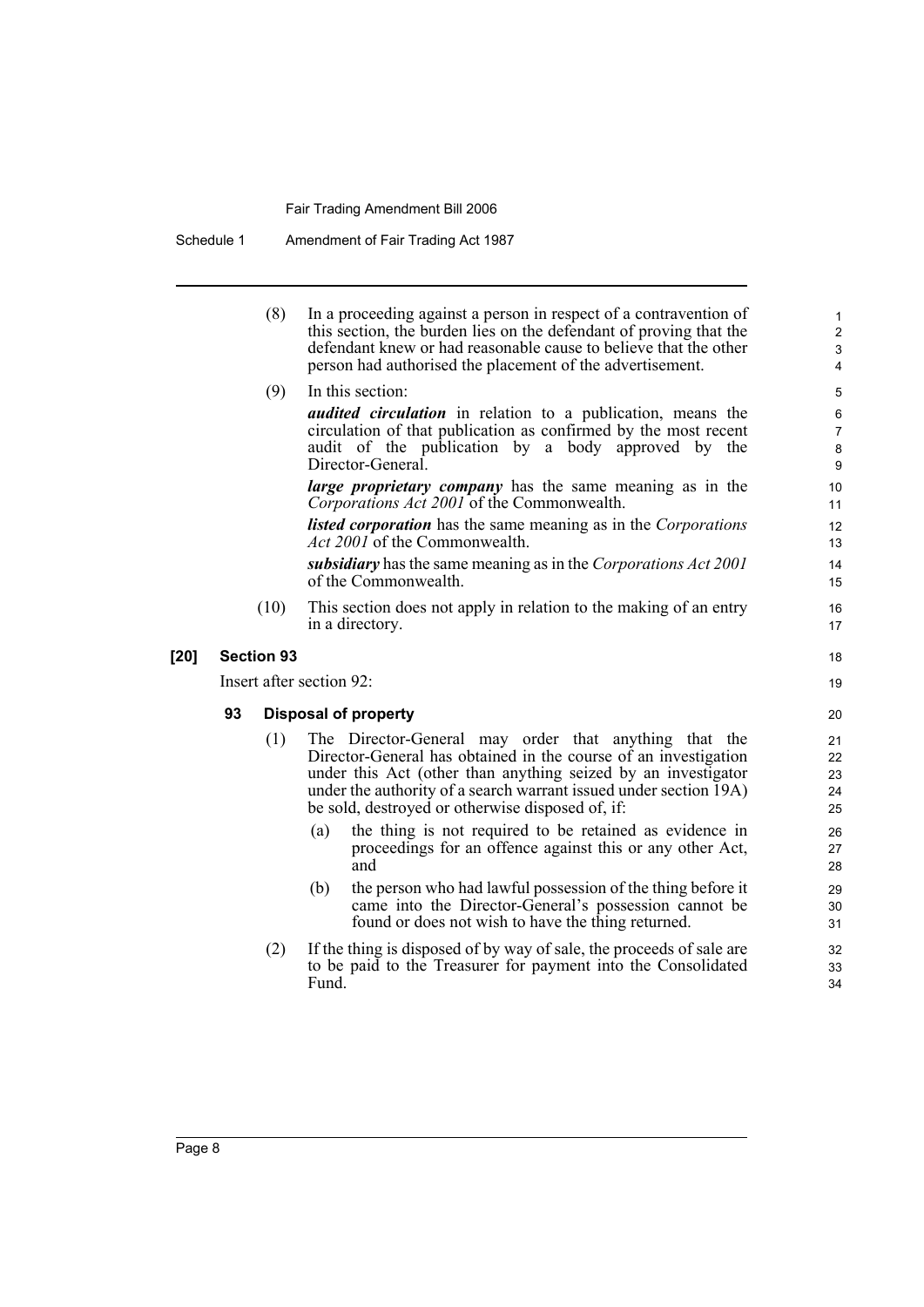(8) In a proceeding against a person in respect of a contravention of this section, the burden lies on the defendant of proving that the defendant knew or had reasonable cause to believe that the other person had authorised the placement of the advertisement.

(9) In this section:

***audited circulation*** in relation to a publication, means the circulation of that publication as confirmed by the most recent audit of the publication by a body approved by the Director-General.

***large proprietary company*** has the same meaning as in the *Corporations Act 2001* of the Commonwealth.

***listed corporation*** has the same meaning as in the *Corporations Act 2001* of the Commonwealth.

***subsidiary*** has the same meaning as in the *Corporations Act 2001* of the Commonwealth.

(10) This section does not apply in relation to the making of an entry in a directory.

**[20] Section 93**

Insert after section 92:

**93 Disposal of property**

(1) The Director-General may order that anything that the Director-General has obtained in the course of an investigation under this Act (other than anything seized by an investigator under the authority of a search warrant issued under section 19A) be sold, destroyed or otherwise disposed of, if:

(a) the thing is not required to be retained as evidence in proceedings for an offence against this or any other Act, and

(b) the person who had lawful possession of the thing before it came into the Director-General's possession cannot be found or does not wish to have the thing returned.

(2) If the thing is disposed of by way of sale, the proceeds of sale are to be paid to the Treasurer for payment into the Consolidated Fund.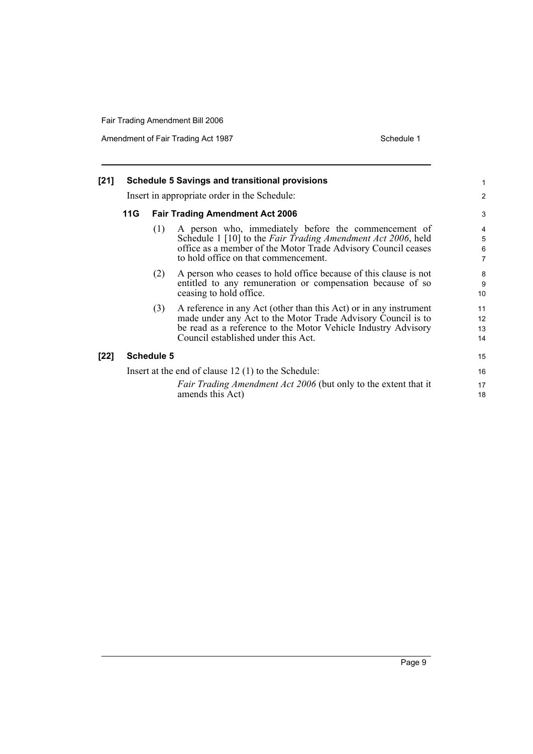**[21] Schedule 5 Savings and transitional provisions**

Insert in appropriate order in the Schedule:

### 11G Fair Trading Amendment Act 2006

(1) A person who, immediately before the commencement of Schedule 1 [10] to the *Fair Trading Amendment Act 2006*, held office as a member of the Motor Trade Advisory Council ceases to hold office on that commencement.

(2) A person who ceases to hold office because of this clause is not entitled to any remuneration or compensation because of so ceasing to hold office.

(3) A reference in any Act (other than this Act) or in any instrument made under any Act to the Motor Trade Advisory Council is to be read as a reference to the Motor Vehicle Industry Advisory Council established under this Act.

**[22] Schedule 5**

Insert at the end of clause 12 (1) to the Schedule:

*Fair Trading Amendment Act 2006* (but only to the extent that it amends this Act)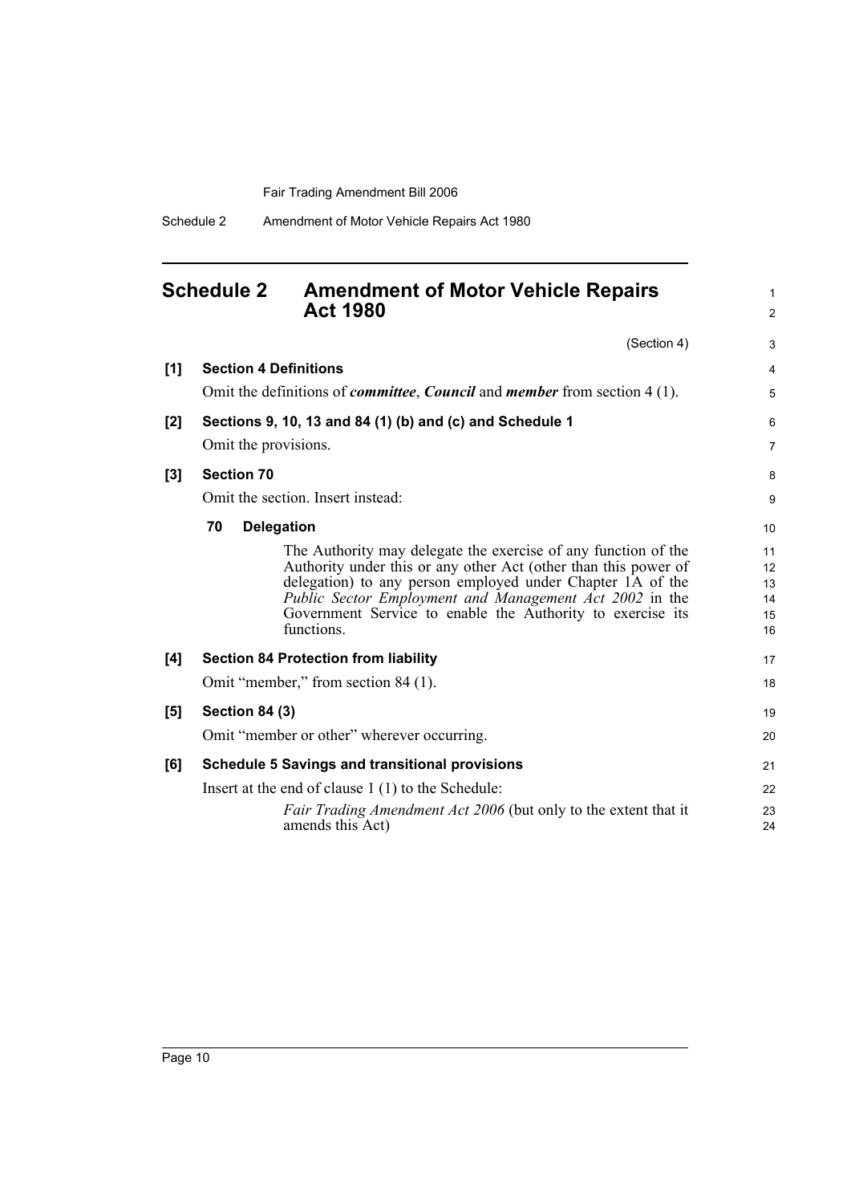# Schedule 2 Amendment of Motor Vehicle Repairs Act 1980

(Section 4)

**[1] Section 4 Definitions**

Omit the definitions of ***committee***, ***Council*** and ***member*** from section 4 (1).

**[2] Sections 9, 10, 13 and 84 (1) (b) and (c) and Schedule 1**

Omit the provisions.

**[3] Section 70**

Omit the section. Insert instead:

**70 Delegation**

The Authority may delegate the exercise of any function of the Authority under this or any other Act (other than this power of delegation) to any person employed under Chapter 1A of the *Public Sector Employment and Management Act 2002* in the Government Service to enable the Authority to exercise its functions.

**[4] Section 84 Protection from liability**

Omit "member," from section 84 (1).

**[5] Section 84 (3)**

Omit "member or other" wherever occurring.

**[6] Schedule 5 Savings and transitional provisions**

Insert at the end of clause 1 (1) to the Schedule:

*Fair Trading Amendment Act 2006* (but only to the extent that it amends this Act)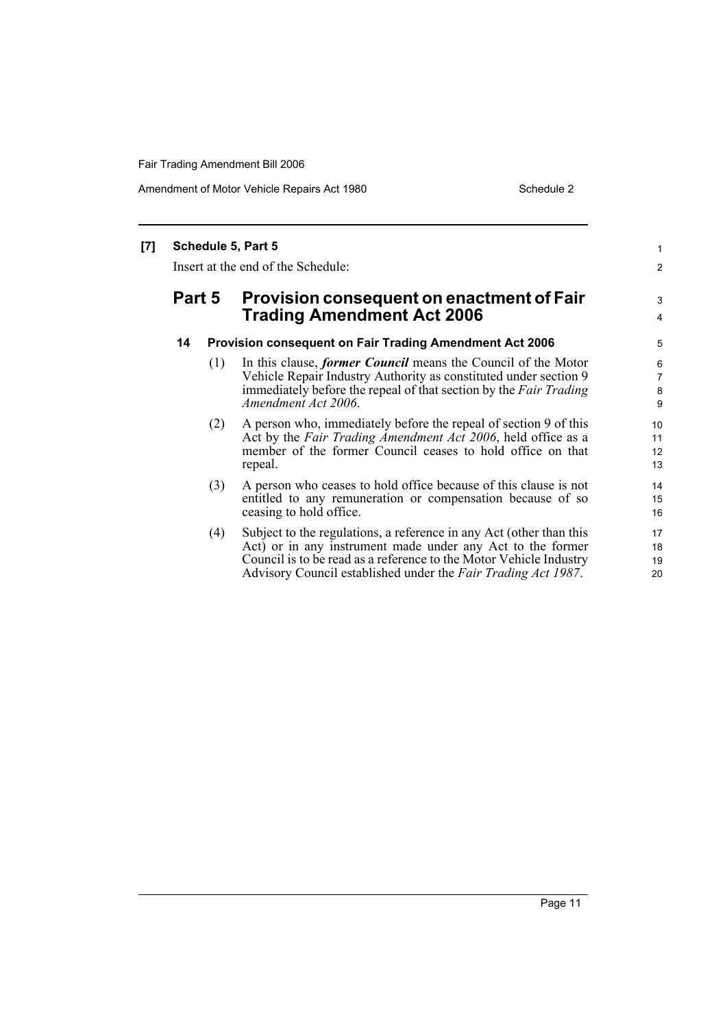**[7] Schedule 5, Part 5**

Insert at the end of the Schedule:

## Part 5 Provision consequent on enactment of Fair Trading Amendment Act 2006

### 14 Provision consequent on Fair Trading Amendment Act 2006

(1) In this clause, ***former Council*** means the Council of the Motor Vehicle Repair Industry Authority as constituted under section 9 immediately before the repeal of that section by the *Fair Trading Amendment Act 2006*.

(2) A person who, immediately before the repeal of section 9 of this Act by the *Fair Trading Amendment Act 2006*, held office as a member of the former Council ceases to hold office on that repeal.

(3) A person who ceases to hold office because of this clause is not entitled to any remuneration or compensation because of so ceasing to hold office.

(4) Subject to the regulations, a reference in any Act (other than this Act) or in any instrument made under any Act to the former Council is to be read as a reference to the Motor Vehicle Industry Advisory Council established under the *Fair Trading Act 1987*.